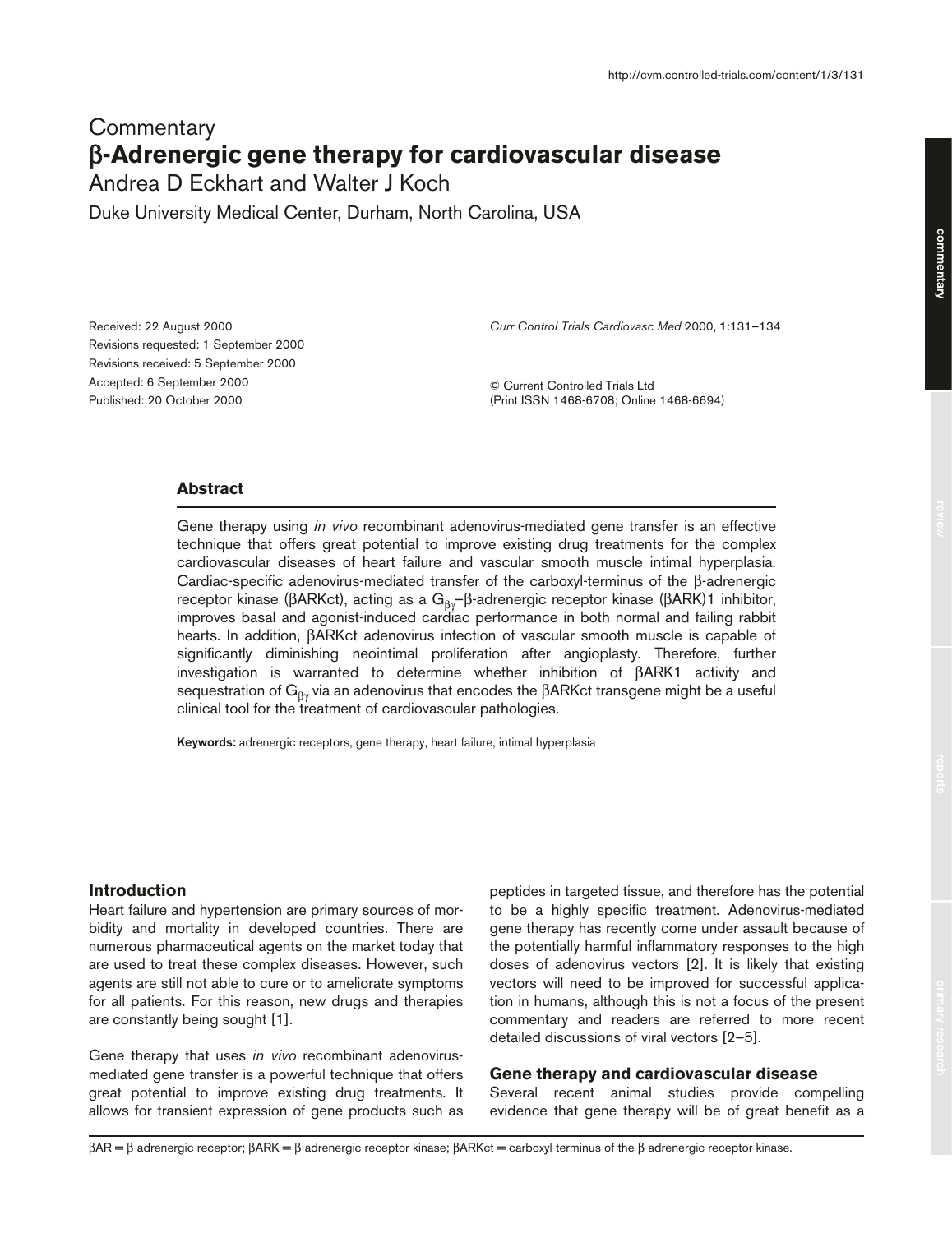Commentary

# β-Adrenergic gene therapy for cardiovascular disease

Andrea D Eckhart and Walter J Koch

Duke University Medical Center, Durham, North Carolina, USA

Received: 22 August 2000
Revisions requested: 1 September 2000
Revisions received: 5 September 2000
Accepted: 6 September 2000
Published: 20 October 2000

*Curr Control Trials Cardiovasc Med* 2000, **1**:131–134

© Current Controlled Trials Ltd
(Print ISSN 1468-6708; Online 1468-6694)

## Abstract

Gene therapy using *in vivo* recombinant adenovirus-mediated gene transfer is an effective technique that offers great potential to improve existing drug treatments for the complex cardiovascular diseases of heart failure and vascular smooth muscle intimal hyperplasia. Cardiac-specific adenovirus-mediated transfer of the carboxyl-terminus of the β-adrenergic receptor kinase (βARKct), acting as a $G_{\beta\gamma}$–β-adrenergic receptor kinase (βARK)1 inhibitor, improves basal and agonist-induced cardiac performance in both normal and failing rabbit hearts. In addition, βARKct adenovirus infection of vascular smooth muscle is capable of significantly diminishing neointimal proliferation after angioplasty. Therefore, further investigation is warranted to determine whether inhibition of βARK1 activity and sequestration of $G_{\beta\gamma}$ via an adenovirus that encodes the βARKct transgene might be a useful clinical tool for the treatment of cardiovascular pathologies.

**Keywords:** adrenergic receptors, gene therapy, heart failure, intimal hyperplasia

## Introduction

Heart failure and hypertension are primary sources of morbidity and mortality in developed countries. There are numerous pharmaceutical agents on the market today that are used to treat these complex diseases. However, such agents are still not able to cure or to ameliorate symptoms for all patients. For this reason, new drugs and therapies are constantly being sought [1].

Gene therapy that uses *in vivo* recombinant adenovirus-mediated gene transfer is a powerful technique that offers great potential to improve existing drug treatments. It allows for transient expression of gene products such as peptides in targeted tissue, and therefore has the potential to be a highly specific treatment. Adenovirus-mediated gene therapy has recently come under assault because of the potentially harmful inflammatory responses to the high doses of adenovirus vectors [2]. It is likely that existing vectors will need to be improved for successful application in humans, although this is not a focus of the present commentary and readers are referred to more recent detailed discussions of viral vectors [2–5].

## Gene therapy and cardiovascular disease

Several recent animal studies provide compelling evidence that gene therapy will be of great benefit as a

βAR = β-adrenergic receptor; βARK = β-adrenergic receptor kinase; βARKct = carboxyl-terminus of the β-adrenergic receptor kinase.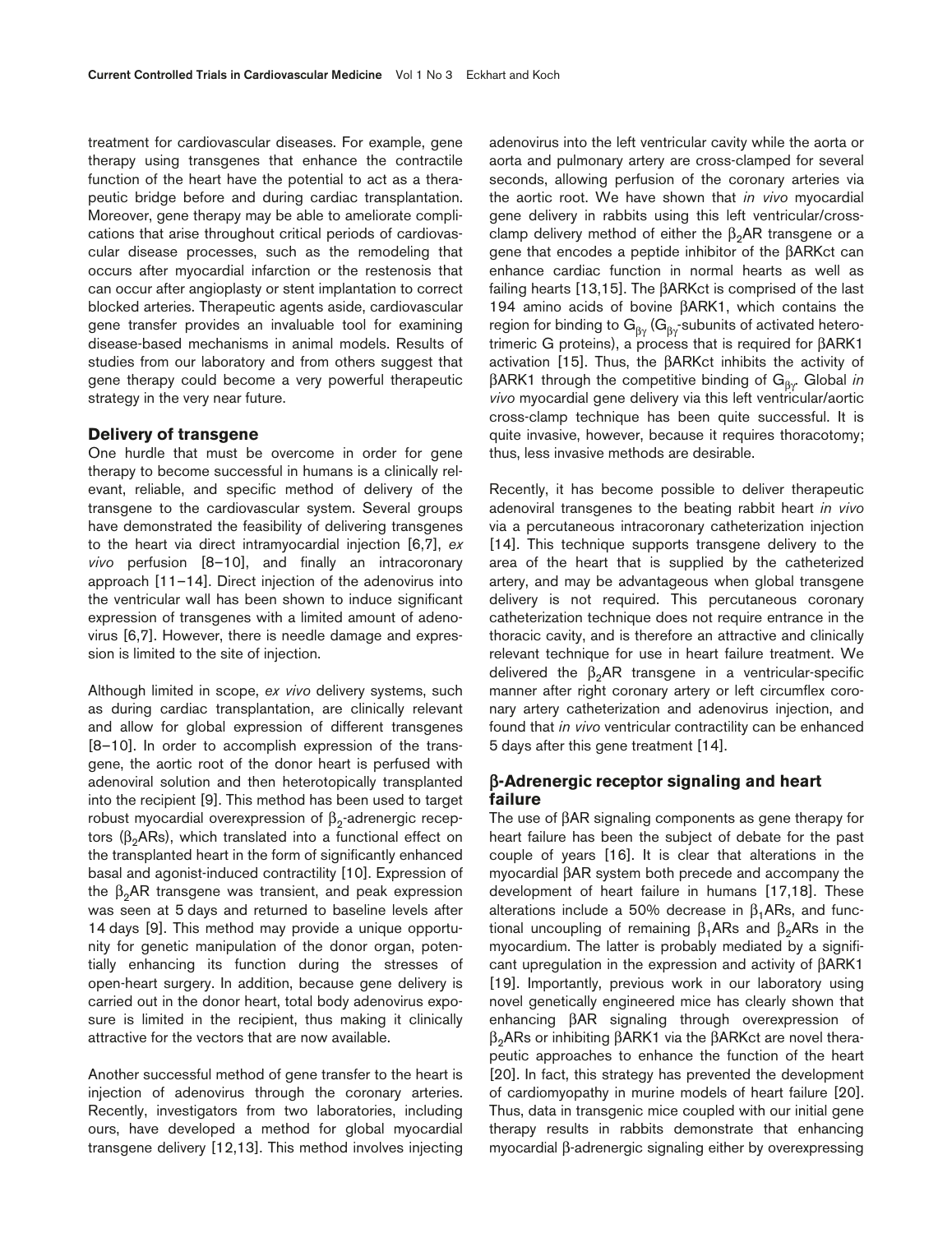treatment for cardiovascular diseases. For example, gene therapy using transgenes that enhance the contractile function of the heart have the potential to act as a therapeutic bridge before and during cardiac transplantation. Moreover, gene therapy may be able to ameliorate complications that arise throughout critical periods of cardiovascular disease processes, such as the remodeling that occurs after myocardial infarction or the restenosis that can occur after angioplasty or stent implantation to correct blocked arteries. Therapeutic agents aside, cardiovascular gene transfer provides an invaluable tool for examining disease-based mechanisms in animal models. Results of studies from our laboratory and from others suggest that gene therapy could become a very powerful therapeutic strategy in the very near future.

## Delivery of transgene

One hurdle that must be overcome in order for gene therapy to become successful in humans is a clinically relevant, reliable, and specific method of delivery of the transgene to the cardiovascular system. Several groups have demonstrated the feasibility of delivering transgenes to the heart via direct intramyocardial injection [6,7], *ex vivo* perfusion [8–10], and finally an intracoronary approach [11–14]. Direct injection of the adenovirus into the ventricular wall has been shown to induce significant expression of transgenes with a limited amount of adenovirus [6,7]. However, there is needle damage and expression is limited to the site of injection.

Although limited in scope, *ex vivo* delivery systems, such as during cardiac transplantation, are clinically relevant and allow for global expression of different transgenes [8–10]. In order to accomplish expression of the transgene, the aortic root of the donor heart is perfused with adenoviral solution and then heterotopically transplanted into the recipient [9]. This method has been used to target robust myocardial overexpression of $\beta_2$-adrenergic receptors ($\beta_2$ARs), which translated into a functional effect on the transplanted heart in the form of significantly enhanced basal and agonist-induced contractility [10]. Expression of the $\beta_2$AR transgene was transient, and peak expression was seen at 5 days and returned to baseline levels after 14 days [9]. This method may provide a unique opportunity for genetic manipulation of the donor organ, potentially enhancing its function during the stresses of open-heart surgery. In addition, because gene delivery is carried out in the donor heart, total body adenovirus exposure is limited in the recipient, thus making it clinically attractive for the vectors that are now available.

Another successful method of gene transfer to the heart is injection of adenovirus through the coronary arteries. Recently, investigators from two laboratories, including ours, have developed a method for global myocardial transgene delivery [12,13]. This method involves injecting adenovirus into the left ventricular cavity while the aorta or aorta and pulmonary artery are cross-clamped for several seconds, allowing perfusion of the coronary arteries via the aortic root. We have shown that *in vivo* myocardial gene delivery in rabbits using this left ventricular/cross-clamp delivery method of either the $\beta_2$AR transgene or a gene that encodes a peptide inhibitor of the βARKct can enhance cardiac function in normal hearts as well as failing hearts [13,15]. The βARKct is comprised of the last 194 amino acids of bovine βARK1, which contains the region for binding to $G_{\beta\gamma}$ ($G_{\beta\gamma}$-subunits of activated heterotrimeric G proteins), a process that is required for βARK1 activation [15]. Thus, the βARKct inhibits the activity of βARK1 through the competitive binding of $G_{\beta\gamma}$. Global *in vivo* myocardial gene delivery via this left ventricular/aortic cross-clamp technique has been quite successful. It is quite invasive, however, because it requires thoracotomy; thus, less invasive methods are desirable.

Recently, it has become possible to deliver therapeutic adenoviral transgenes to the beating rabbit heart *in vivo* via a percutaneous intracoronary catheterization injection [14]. This technique supports transgene delivery to the area of the heart that is supplied by the catheterized artery, and may be advantageous when global transgene delivery is not required. This percutaneous coronary catheterization technique does not require entrance in the thoracic cavity, and is therefore an attractive and clinically relevant technique for use in heart failure treatment. We delivered the $\beta_2$AR transgene in a ventricular-specific manner after right coronary artery or left circumflex coronary artery catheterization and adenovirus injection, and found that *in vivo* ventricular contractility can be enhanced 5 days after this gene treatment [14].

## β-Adrenergic receptor signaling and heart failure

The use of βAR signaling components as gene therapy for heart failure has been the subject of debate for the past couple of years [16]. It is clear that alterations in the myocardial βAR system both precede and accompany the development of heart failure in humans [17,18]. These alterations include a 50% decrease in $\beta_1$ARs, and functional uncoupling of remaining $\beta_1$ARs and $\beta_2$ARs in the myocardium. The latter is probably mediated by a significant upregulation in the expression and activity of βARK1 [19]. Importantly, previous work in our laboratory using novel genetically engineered mice has clearly shown that enhancing βAR signaling through overexpression of $\beta_2$ARs or inhibiting βARK1 via the βARKct are novel therapeutic approaches to enhance the function of the heart [20]. In fact, this strategy has prevented the development of cardiomyopathy in murine models of heart failure [20]. Thus, data in transgenic mice coupled with our initial gene therapy results in rabbits demonstrate that enhancing myocardial β-adrenergic signaling either by overexpressing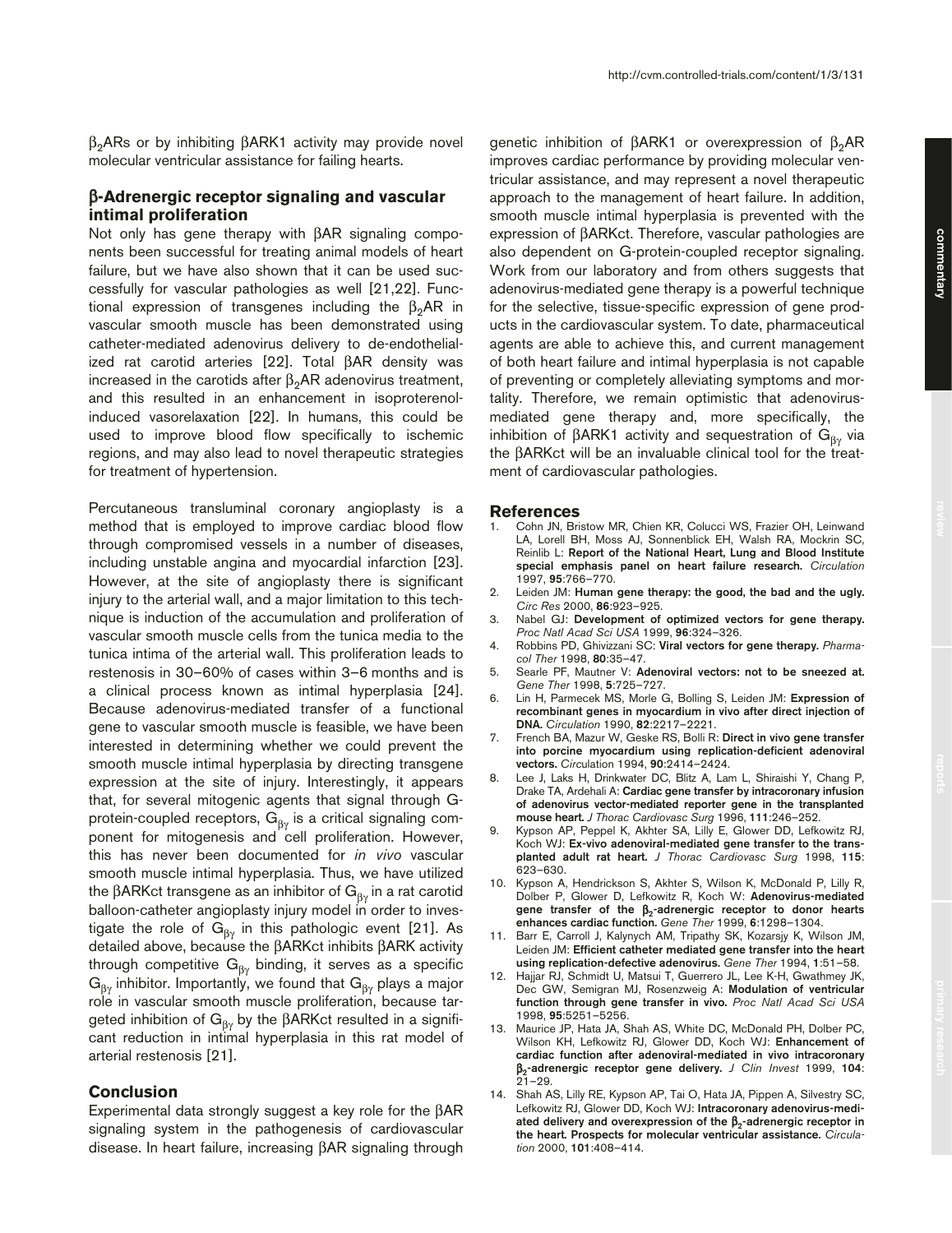$\beta_2$ARs or by inhibiting βARK1 activity may provide novel molecular ventricular assistance for failing hearts.

## β-Adrenergic receptor signaling and vascular intimal proliferation

Not only has gene therapy with βAR signaling components been successful for treating animal models of heart failure, but we have also shown that it can be used successfully for vascular pathologies as well [21,22]. Functional expression of transgenes including the $\beta_2$AR in vascular smooth muscle has been demonstrated using catheter-mediated adenovirus delivery to de-endothelialized rat carotid arteries [22]. Total βAR density was increased in the carotids after $\beta_2$AR adenovirus treatment, and this resulted in an enhancement in isoproterenol-induced vasorelaxation [22]. In humans, this could be used to improve blood flow specifically to ischemic regions, and may also lead to novel therapeutic strategies for treatment of hypertension.

Percutaneous transluminal coronary angioplasty is a method that is employed to improve cardiac blood flow through compromised vessels in a number of diseases, including unstable angina and myocardial infarction [23]. However, at the site of angioplasty there is significant injury to the arterial wall, and a major limitation to this technique is induction of the accumulation and proliferation of vascular smooth muscle cells from the tunica media to the tunica intima of the arterial wall. This proliferation leads to restenosis in 30–60% of cases within 3–6 months and is a clinical process known as intimal hyperplasia [24]. Because adenovirus-mediated transfer of a functional gene to vascular smooth muscle is feasible, we have been interested in determining whether we could prevent the smooth muscle intimal hyperplasia by directing transgene expression at the site of injury. Interestingly, it appears that, for several mitogenic agents that signal through G-protein-coupled receptors, $G_{\beta\gamma}$ is a critical signaling component for mitogenesis and cell proliferation. However, this has never been documented for *in vivo* vascular smooth muscle intimal hyperplasia. Thus, we have utilized the βARKct transgene as an inhibitor of $G_{\beta\gamma}$ in a rat carotid balloon-catheter angioplasty injury model in order to investigate the role of $G_{\beta\gamma}$ in this pathologic event [21]. As detailed above, because the βARKct inhibits βARK activity through competitive $G_{\beta\gamma}$ binding, it serves as a specific $G_{\beta\gamma}$ inhibitor. Importantly, we found that $G_{\beta\gamma}$ plays a major role in vascular smooth muscle proliferation, because targeted inhibition of $G_{\beta\gamma}$ by the βARKct resulted in a significant reduction in intimal hyperplasia in this rat model of arterial restenosis [21].

## Conclusion

Experimental data strongly suggest a key role for the βAR signaling system in the pathogenesis of cardiovascular disease. In heart failure, increasing βAR signaling through genetic inhibition of βARK1 or overexpression of $\beta_2$AR improves cardiac performance by providing molecular ventricular assistance, and may represent a novel therapeutic approach to the management of heart failure. In addition, smooth muscle intimal hyperplasia is prevented with the expression of βARKct. Therefore, vascular pathologies are also dependent on G-protein-coupled receptor signaling. Work from our laboratory and from others suggests that adenovirus-mediated gene therapy is a powerful technique for the selective, tissue-specific expression of gene products in the cardiovascular system. To date, pharmaceutical agents are able to achieve this, and current management of both heart failure and intimal hyperplasia is not capable of preventing or completely alleviating symptoms and mortality. Therefore, we remain optimistic that adenovirus-mediated gene therapy and, more specifically, the inhibition of βARK1 activity and sequestration of $G_{\beta\gamma}$ via the βARKct will be an invaluable clinical tool for the treatment of cardiovascular pathologies.

## References

1. Cohn JN, Bristow MR, Chien KR, Colucci WS, Frazier OH, Leinwand LA, Lorell BH, Moss AJ, Sonnenblick EH, Walsh RA, Mockrin SC, Reinlib L: **Report of the National Heart, Lung and Blood Institute special emphasis panel on heart failure research.** *Circulation* 1997, **95**:766–770.
2. Leiden JM: **Human gene therapy: the good, the bad and the ugly.** *Circ Res* 2000, **86**:923–925.
3. Nabel GJ: **Development of optimized vectors for gene therapy.** *Proc Natl Acad Sci USA* 1999, **96**:324–326.
4. Robbins PD, Ghivizzani SC: **Viral vectors for gene therapy.** *Pharmacol Ther* 1998, **80**:35–47.
5. Searle PF, Mautner V: **Adenoviral vectors: not to be sneezed at.** *Gene Ther* 1998, **5**:725–727.
6. Lin H, Parmecek MS, Morle G, Bolling S, Leiden JM: **Expression of recombinant genes in myocardium in vivo after direct injection of DNA.** *Circulation* 1990, **82**:2217–2221.
7. French BA, Mazur W, Geske RS, Bolli R: **Direct in vivo gene transfer into porcine myocardium using replication-deficient adenoviral vectors.** *Circulation* 1994, **90**:2414–2424.
8. Lee J, Laks H, Drinkwater DC, Blitz A, Lam L, Shiraishi Y, Chang P, Drake TA, Ardehali A: **Cardiac gene transfer by intracoronary infusion of adenovirus vector-mediated reporter gene in the transplanted mouse heart.** *J Thorac Cardiovasc Surg* 1996, **111**:246–252.
9. Kypson AP, Peppel K, Akhter SA, Lilly E, Glower DD, Lefkowitz RJ, Koch WJ: **Ex-vivo adenoviral-mediated gene transfer to the transplanted adult rat heart.** *J Thorac Cardiovasc Surg* 1998, **115**: 623–630.
10. Kypson A, Hendrickson S, Akhter S, Wilson K, McDonald P, Lilly R, Dolber P, Glower D, Lefkowitz R, Koch W: **Adenovirus-mediated gene transfer of the $\beta_2$-adrenergic receptor to donor hearts enhances cardiac function.** *Gene Ther* 1999, **6**:1298–1304.
11. Barr E, Carroll J, Kalynych AM, Tripathy SK, Kozarsjy K, Wilson JM, Leiden JM: **Efficient catheter mediated gene transfer into the heart using replication-defective adenovirus.** *Gene Ther* 1994, **1**:51–58.
12. Hajjar RJ, Schmidt U, Matsui T, Guerrero JL, Lee K-H, Gwathmey JK, Dec GW, Semigran MJ, Rosenzweig A: **Modulation of ventricular function through gene transfer in vivo.** *Proc Natl Acad Sci USA* 1998, **95**:5251–5256.
13. Maurice JP, Hata JA, Shah AS, White DC, McDonald PH, Dolber PC, Wilson KH, Lefkowitz RJ, Glower DD, Koch WJ: **Enhancement of cardiac function after adenoviral-mediated in vivo intracoronary $\beta_2$-adrenergic receptor gene delivery.** *J Clin Invest* 1999, **104**: 21–29.
14. Shah AS, Lilly RE, Kypson AP, Tai O, Hata JA, Pippen A, Silvestry SC, Lefkowitz RJ, Glower DD, Koch WJ: **Intracoronary adenovirus-mediated delivery and overexpression of the $\beta_2$-adrenergic receptor in the heart. Prospects for molecular ventricular assistance.** *Circulation* 2000, **101**:408–414.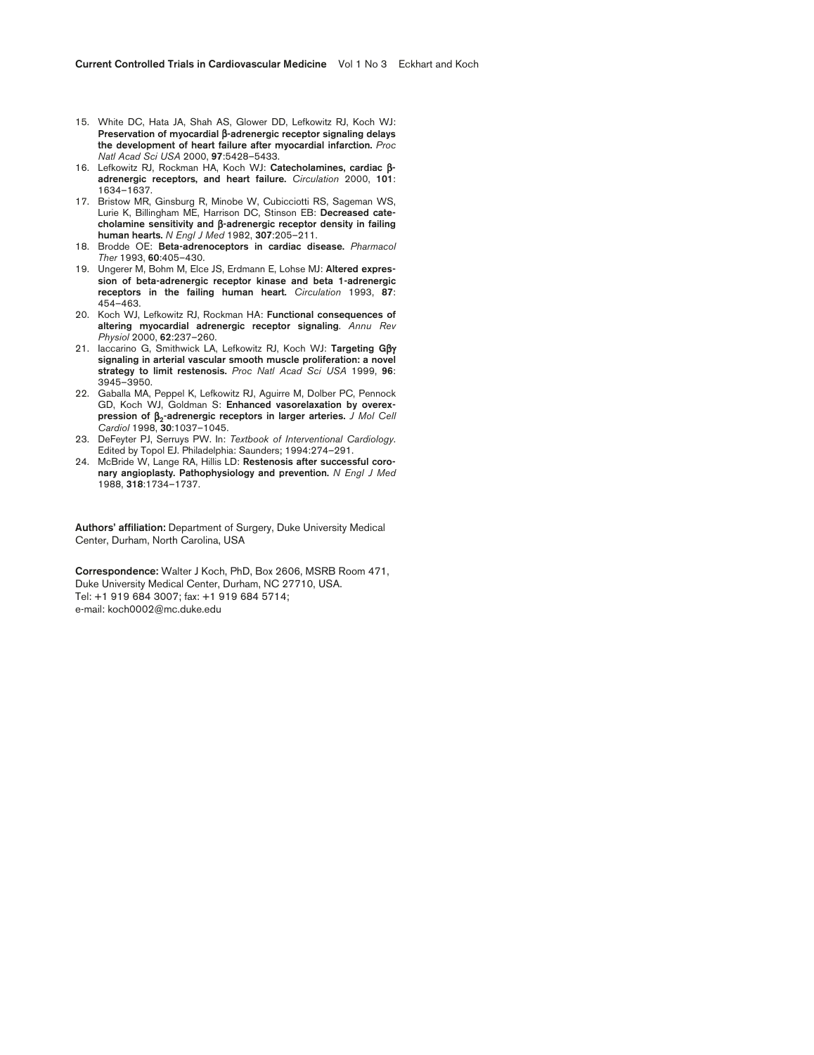15. White DC, Hata JA, Shah AS, Glower DD, Lefkowitz RJ, Koch WJ: **Preservation of myocardial β-adrenergic receptor signaling delays the development of heart failure after myocardial infarction.** *Proc Natl Acad Sci USA* 2000, **97**:5428–5433.
16. Lefkowitz RJ, Rockman HA, Koch WJ: **Catecholamines, cardiac β-adrenergic receptors, and heart failure.** *Circulation* 2000, **101**: 1634–1637.
17. Bristow MR, Ginsburg R, Minobe W, Cubicciotti RS, Sageman WS, Lurie K, Billingham ME, Harrison DC, Stinson EB: **Decreased catecholamine sensitivity and β-adrenergic receptor density in failing human hearts.** *N Engl J Med* 1982, **307**:205–211.
18. Brodde OE: **Beta-adrenoceptors in cardiac disease.** *Pharmacol Ther* 1993, **60**:405–430.
19. Ungerer M, Bohm M, Elce JS, Erdmann E, Lohse MJ: **Altered expression of beta-adrenergic receptor kinase and beta 1-adrenergic receptors in the failing human heart.** *Circulation* 1993, **87**: 454–463.
20. Koch WJ, Lefkowitz RJ, Rockman HA: **Functional consequences of altering myocardial adrenergic receptor signaling**. *Annu Rev Physiol* 2000, **62**:237–260.
21. Iaccarino G, Smithwick LA, Lefkowitz RJ, Koch WJ: **Targeting Gβγ signaling in arterial vascular smooth muscle proliferation: a novel strategy to limit restenosis.** *Proc Natl Acad Sci USA* 1999, **96**: 3945–3950.
22. Gaballa MA, Peppel K, Lefkowitz RJ, Aguirre M, Dolber PC, Pennock GD, Koch WJ, Goldman S: **Enhanced vasorelaxation by overexpression of $\beta_2$-adrenergic receptors in larger arteries.** *J Mol Cell Cardiol* 1998, **30**:1037–1045.
23. DeFeyter PJ, Serruys PW. In: *Textbook of Interventional Cardiology*. Edited by Topol EJ. Philadelphia: Saunders; 1994:274–291.
24. McBride W, Lange RA, Hillis LD: **Restenosis after successful coronary angioplasty. Pathophysiology and prevention.** *N Engl J Med* 1988, **318**:1734–1737.

**Authors' affiliation:** Department of Surgery, Duke University Medical Center, Durham, North Carolina, USA

**Correspondence:** Walter J Koch, PhD, Box 2606, MSRB Room 471, Duke University Medical Center, Durham, NC 27710, USA. Tel: +1 919 684 3007; fax: +1 919 684 5714; e-mail: koch0002@mc.duke.edu